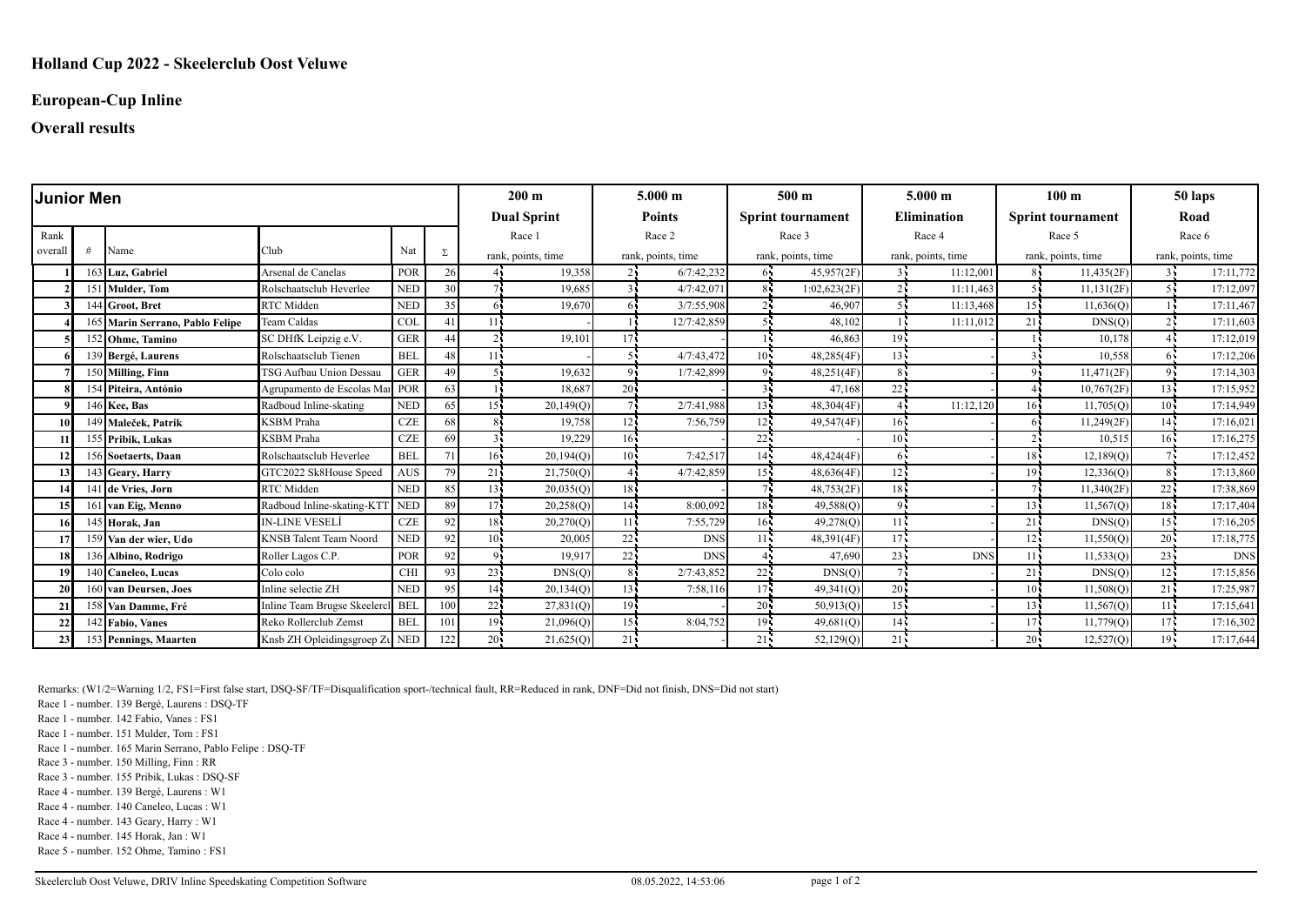# Holland Cup 2022 - Skeelerclub Oost Veluwe

## European-Cup Inline

## Overall results

| Junior Men | | | | | | 200 m | | 5.000 m | | 500 m | | 5.000 m | | 100 m | | 50 laps | |
|---|---|---|---|---|---|---|---|---|---|---|---|---|---|---|---|---|---|
| | | | | | | Dual Sprint | | Points | | Sprint tournament | | Elimination | | Sprint tournament | | Road | |
| Rank overall | # | Name | Club | Nat | Σ | Race 1 rank, points, time | | Race 2 rank, points, time | | Race 3 rank, points, time | | Race 4 rank, points, time | | Race 5 rank, points, time | | Race 6 rank, points, time | |
| 1 | 163 | Luz, Gabriel | Arsenal de Canelas | POR | 26 | 4 | 19,358 | 2 | 6/7:42,232 | 6 | 45,957(2F) | 3 | 11:12,001 | 8 | 11,435(2F) | 3 | 17:11,772 |
| 2 | 151 | Mulder, Tom | Rolschaatsclub Heverlee | NED | 30 | 7 | 19,685 | 3 | 4/7:42,071 | 8 | 1:02,623(2F) | 2 | 11:11,463 | 5 | 11,131(2F) | 5 | 17:12,097 |
| 3 | 144 | Groot, Bret | RTC Midden | NED | 35 | 6 | 19,670 | 6 | 3/7:55,908 | 2 | 46,907 | 5 | 11:13,468 | 15 | 11,636(Q) | 1 | 17:11,467 |
| 4 | 165 | Marin Serrano, Pablo Felipe | Team Caldas | COL | 41 | 11 | - | 1 | 12/7:42,859 | 5 | 48,102 | 1 | 11:11,012 | 21 | DNS(Q) | 2 | 17:11,603 |
| 5 | 152 | Ohme, Tamino | SC DHfK Leipzig e.V. | GER | 44 | 2 | 19,101 | 17 | - | 1 | 46,863 | 19 | - | 1 | 10,178 | 4 | 17:12,019 |
| 6 | 139 | Bergé, Laurens | Rolschaatsclub Tienen | BEL | 48 | 11 | - | 5 | 4/7:43,472 | 10 | 48,285(4F) | 13 | - | 3 | 10,558 | 6 | 17:12,206 |
| 7 | 150 | Milling, Finn | TSG Aufbau Union Dessau | GER | 49 | 5 | 19,632 | 9 | 1/7:42,899 | 9 | 48,251(4F) | 8 | - | 9 | 11,471(2F) | 9 | 17:14,303 |
| 8 | 154 | Piteira, António | Agrupamento de Escolas Mar | POR | 63 | 1 | 18,687 | 20 | - | 3 | 47,168 | 22 | - | 4 | 10,767(2F) | 13 | 17:15,952 |
| 9 | 146 | Kee, Bas | Radboud Inline-skating | NED | 65 | 15 | 20,149(Q) | 7 | 2/7:41,988 | 13 | 48,304(4F) | 4 | 11:12,120 | 16 | 11,705(Q) | 10 | 17:14,949 |
| 10 | 149 | Maleček, Patrik | KSBM Praha | CZE | 68 | 8 | 19,758 | 12 | 7:56,759 | 12 | 49,547(4F) | 16 | - | 6 | 11,249(2F) | 14 | 17:16,021 |
| 11 | 155 | Pribik, Lukas | KSBM Praha | CZE | 69 | 3 | 19,229 | 16 | - | 22 | - | 10 | - | 2 | 10,515 | 16 | 17:16,275 |
| 12 | 156 | Soetaerts, Daan | Rolschaatsclub Heverlee | BEL | 71 | 16 | 20,194(Q) | 10 | 7:42,517 | 14 | 48,424(4F) | 6 | - | 18 | 12,189(Q) | 7 | 17:12,452 |
| 13 | 143 | Geary, Harry | GTC2022 Sk8House Speed | AUS | 79 | 21 | 21,750(Q) | 4 | 4/7:42,859 | 15 | 48,636(4F) | 12 | - | 19 | 12,336(Q) | 8 | 17:13,860 |
| 14 | 141 | de Vries, Jorn | RTC Midden | NED | 85 | 13 | 20,035(Q) | 18 | - | 7 | 48,753(2F) | 18 | - | 7 | 11,340(2F) | 22 | 17:38,869 |
| 15 | 161 | van Eig, Menno | Radboud Inline-skating-KTT | NED | 89 | 17 | 20,258(Q) | 14 | 8:00,092 | 18 | 49,588(Q) | 9 | - | 13 | 11,567(Q) | 18 | 17:17,404 |
| 16 | 145 | Horak, Jan | IN-LINE VESELÍ | CZE | 92 | 18 | 20,270(Q) | 11 | 7:55,729 | 16 | 49,278(Q) | 11 | - | 21 | DNS(Q) | 15 | 17:16,205 |
| 17 | 159 | Van der wier, Udo | KNSB Talent Team Noord | NED | 92 | 10 | 20,005 | 22 | DNS | 11 | 48,391(4F) | 17 | - | 12 | 11,550(Q) | 20 | 17:18,775 |
| 18 | 136 | Albino, Rodrigo | Roller Lagos C.P. | POR | 92 | 9 | 19,917 | 22 | DNS | 4 | 47,690 | 23 | DNS | 11 | 11,533(Q) | 23 | DNS |
| 19 | 140 | Caneleo, Lucas | Colo colo | CHI | 93 | 23 | DNS(Q) | 8 | 2/7:43,852 | 22 | DNS(Q) | 7 | - | 21 | DNS(Q) | 12 | 17:15,856 |
| 20 | 160 | van Deursen, Joes | Inline selectie ZH | NED | 95 | 14 | 20,134(Q) | 13 | 7:58,116 | 17 | 49,341(Q) | 20 | - | 10 | 11,508(Q) | 21 | 17:25,987 |
| 21 | 158 | Van Damme, Fré | Inline Team Brugse Skeelercl | BEL | 100 | 22 | 27,831(Q) | 19 | - | 20 | 50,913(Q) | 15 | - | 13 | 11,567(Q) | 11 | 17:15,641 |
| 22 | 142 | Fabio, Vanes | Reko Rollerclub Zemst | BEL | 101 | 19 | 21,096(Q) | 15 | 8:04,752 | 19 | 49,681(Q) | 14 | - | 17 | 11,779(Q) | 17 | 17:16,302 |
| 23 | 153 | Pennings, Maarten | Knsb ZH Opleidingsgroep Zu | NED | 122 | 20 | 21,625(Q) | 21 | - | 21 | 52,129(Q) | 21 | - | 20 | 12,527(Q) | 19 | 17:17,644 |

Remarks: (W1/2=Warning 1/2, FS1=First false start, DSQ-SF/TF=Disqualification sport-/technical fault, RR=Reduced in rank, DNF=Did not finish, DNS=Did not start)

Race 1 - number. 139 Bergé, Laurens : DSQ-TF

Race 1 - number. 142 Fabio, Vanes : FS1

Race 1 - number. 151 Mulder, Tom : FS1

Race 1 - number. 165 Marin Serrano, Pablo Felipe : DSQ-TF

Race 3 - number. 150 Milling, Finn : RR

Race 3 - number. 155 Pribik, Lukas : DSQ-SF

Race 4 - number. 139 Bergé, Laurens : W1

Race 4 - number. 140 Caneleo, Lucas : W1

Race 4 - number. 143 Geary, Harry : W1

Race 4 - number. 145 Horak, Jan : W1

Race 5 - number. 152 Ohme, Tamino : FS1

Skeelerclub Oost Veluwe, DRIV Inline Speedskating Competition Software 08.05.2022, 14:53:06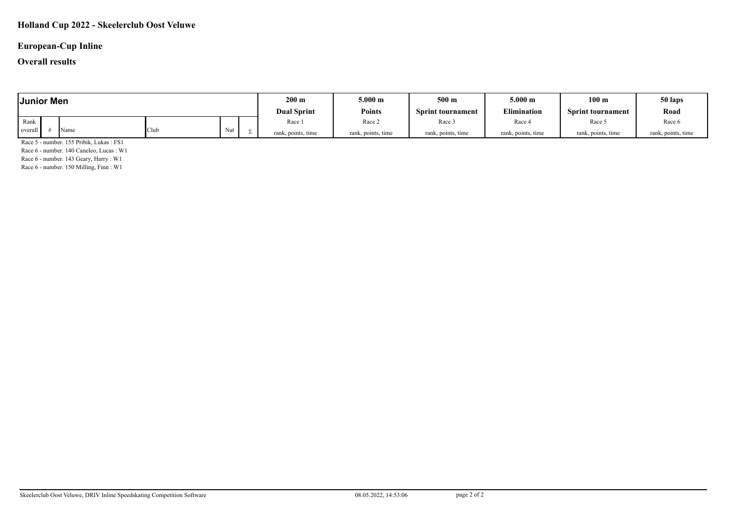# Holland Cup 2022 - Skeelerclub Oost Veluwe

## European-Cup Inline

## Overall results

| Junior Men | | | | | | 200 m Dual Sprint | 5.000 m Points | 500 m Sprint tournament | 5.000 m Elimination | 100 m Sprint tournament | 50 laps Road |
|---|---|---|---|---|---|---|---|---|---|---|---|
| Rank overall | # | Name | Club | Nat | Σ | Race 1 rank, points, time | Race 2 rank, points, time | Race 3 rank, points, time | Race 4 rank, points, time | Race 5 rank, points, time | Race 6 rank, points, time |

Race 5 - number. 155 Pribik, Lukas : FS1

Race 6 - number. 140 Caneleo, Lucas : W1

Race 6 - number. 143 Geary, Harry : W1

Race 6 - number. 150 Milling, Finn : W1

Skeelerclub Oost Veluwe, DRIV Inline Speedskating Competition Software 08.05.2022, 14:53:06